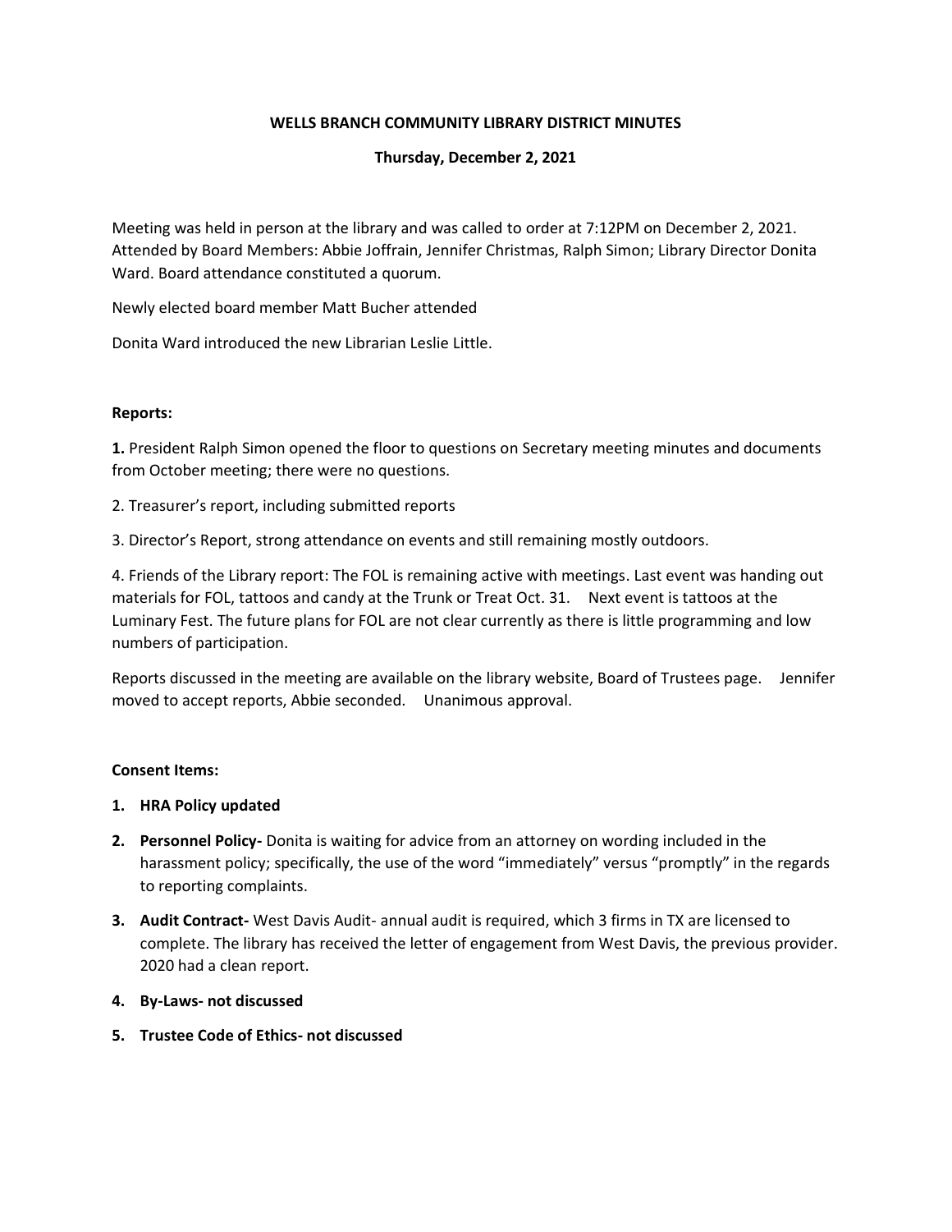# WELLS BRANCH COMMUNITY LIBRARY DISTRICT MINUTES

## Thursday, December 2, 2021

Meeting was held in person at the library and was called to order at 7:12PM on December 2, 2021. Attended by Board Members: Abbie Joffrain, Jennifer Christmas, Ralph Simon; Library Director Donita Ward. Board attendance constituted a quorum.

Newly elected board member Matt Bucher attended

Donita Ward introduced the new Librarian Leslie Little.

**Reports:**

**1.** President Ralph Simon opened the floor to questions on Secretary meeting minutes and documents from October meeting; there were no questions.

2. Treasurer's report, including submitted reports

3. Director's Report, strong attendance on events and still remaining mostly outdoors.

4. Friends of the Library report: The FOL is remaining active with meetings. Last event was handing out materials for FOL, tattoos and candy at the Trunk or Treat Oct. 31. Next event is tattoos at the Luminary Fest. The future plans for FOL are not clear currently as there is little programming and low numbers of participation.

Reports discussed in the meeting are available on the library website, Board of Trustees page. Jennifer moved to accept reports, Abbie seconded. Unanimous approval.

**Consent Items:**

1. **HRA Policy updated**
2. **Personnel Policy-** Donita is waiting for advice from an attorney on wording included in the harassment policy; specifically, the use of the word "immediately" versus "promptly" in the regards to reporting complaints.
3. **Audit Contract-** West Davis Audit- annual audit is required, which 3 firms in TX are licensed to complete. The library has received the letter of engagement from West Davis, the previous provider. 2020 had a clean report.
4. **By-Laws- not discussed**
5. **Trustee Code of Ethics- not discussed**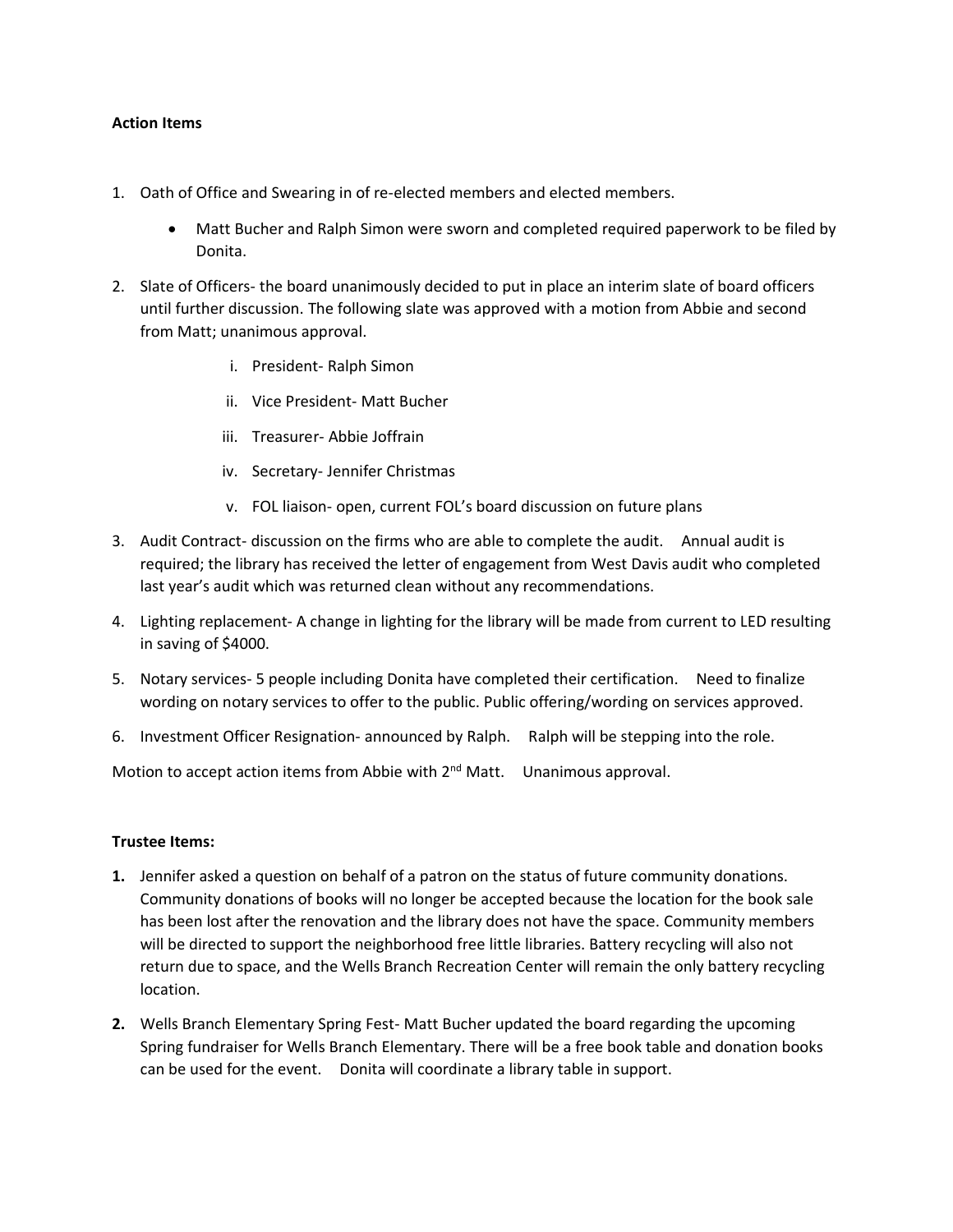**Action Items**

1. Oath of Office and Swearing in of re-elected members and elected members.
    - Matt Bucher and Ralph Simon were sworn and completed required paperwork to be filed by Donita.
2. Slate of Officers- the board unanimously decided to put in place an interim slate of board officers until further discussion. The following slate was approved with a motion from Abbie and second from Matt; unanimous approval.
    i. President- Ralph Simon
    ii. Vice President- Matt Bucher
    iii. Treasurer- Abbie Joffrain
    iv. Secretary- Jennifer Christmas
    v. FOL liaison- open, current FOL's board discussion on future plans
3. Audit Contract- discussion on the firms who are able to complete the audit. Annual audit is required; the library has received the letter of engagement from West Davis audit who completed last year's audit which was returned clean without any recommendations.
4. Lighting replacement- A change in lighting for the library will be made from current to LED resulting in saving of $4000.
5. Notary services- 5 people including Donita have completed their certification. Need to finalize wording on notary services to offer to the public. Public offering/wording on services approved.
6. Investment Officer Resignation- announced by Ralph. Ralph will be stepping into the role.

Motion to accept action items from Abbie with 2nd Matt. Unanimous approval.

**Trustee Items:**

**1.** Jennifer asked a question on behalf of a patron on the status of future community donations. Community donations of books will no longer be accepted because the location for the book sale has been lost after the renovation and the library does not have the space. Community members will be directed to support the neighborhood free little libraries. Battery recycling will also not return due to space, and the Wells Branch Recreation Center will remain the only battery recycling location.

**2.** Wells Branch Elementary Spring Fest- Matt Bucher updated the board regarding the upcoming Spring fundraiser for Wells Branch Elementary. There will be a free book table and donation books can be used for the event. Donita will coordinate a library table in support.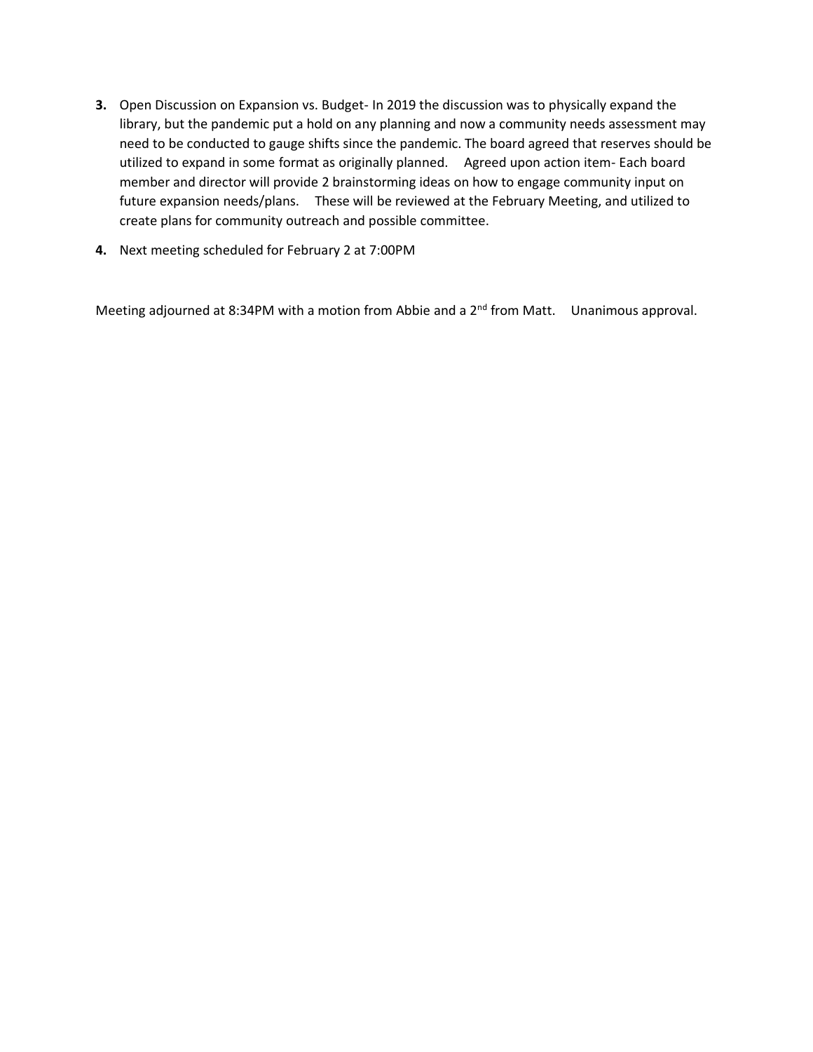3. Open Discussion on Expansion vs. Budget- In 2019 the discussion was to physically expand the library, but the pandemic put a hold on any planning and now a community needs assessment may need to be conducted to gauge shifts since the pandemic. The board agreed that reserves should be utilized to expand in some format as originally planned. Agreed upon action item- Each board member and director will provide 2 brainstorming ideas on how to engage community input on future expansion needs/plans. These will be reviewed at the February Meeting, and utilized to create plans for community outreach and possible committee.

4. Next meeting scheduled for February 2 at 7:00PM

Meeting adjourned at 8:34PM with a motion from Abbie and a 2nd from Matt. Unanimous approval.